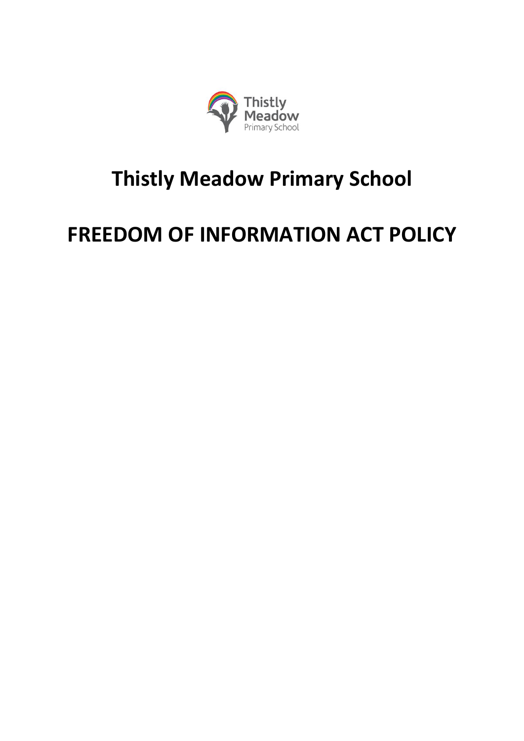# Thistly Meadow Primary School

# FREEDOM OF INFORMATION ACT POLICY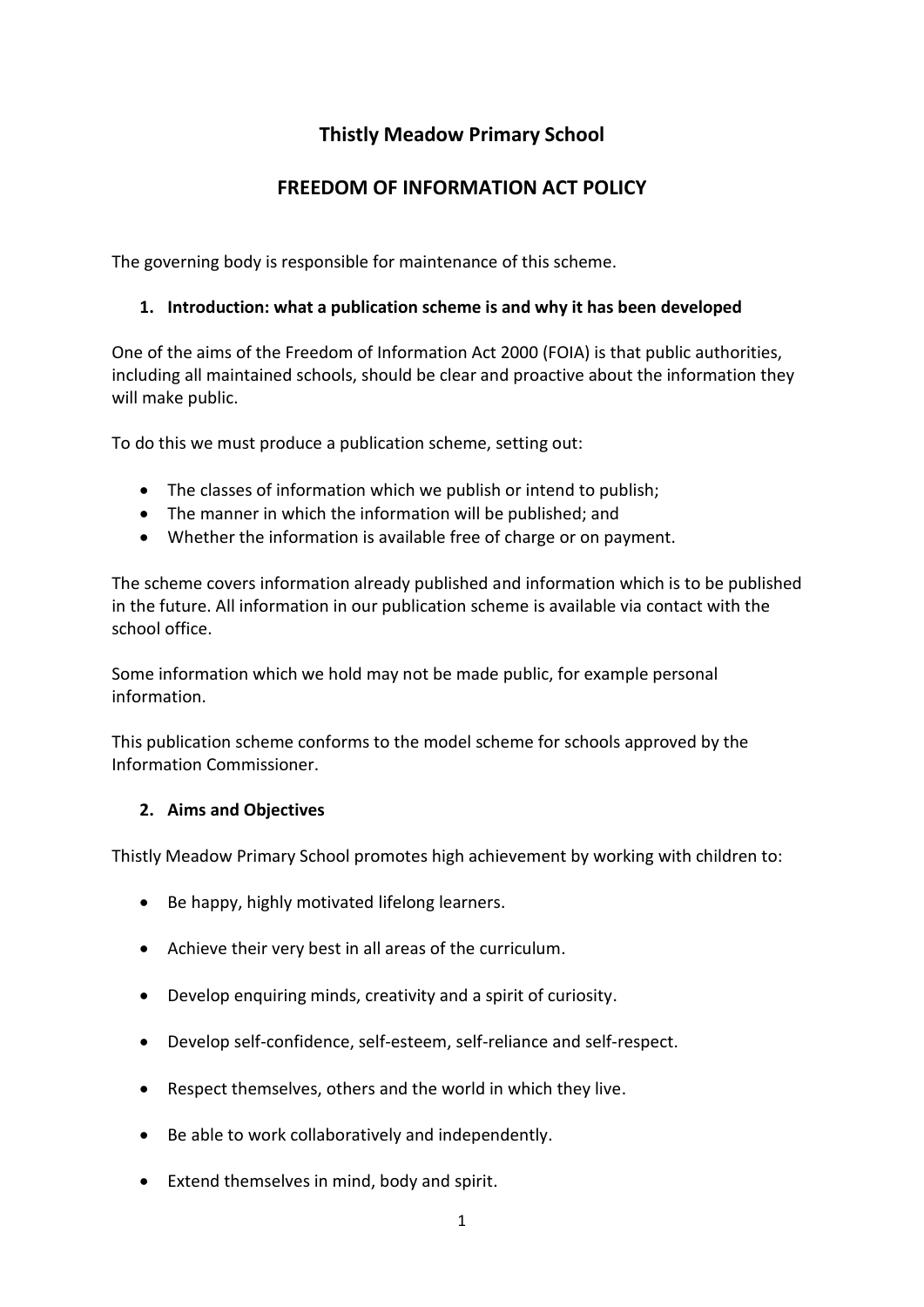# Thistly Meadow Primary School

## FREEDOM OF INFORMATION ACT POLICY

The governing body is responsible for maintenance of this scheme.

### 1. Introduction: what a publication scheme is and why it has been developed

One of the aims of the Freedom of Information Act 2000 (FOIA) is that public authorities, including all maintained schools, should be clear and proactive about the information they will make public.

To do this we must produce a publication scheme, setting out:

- The classes of information which we publish or intend to publish;
- The manner in which the information will be published; and
- Whether the information is available free of charge or on payment.

The scheme covers information already published and information which is to be published in the future. All information in our publication scheme is available via contact with the school office.

Some information which we hold may not be made public, for example personal information.

This publication scheme conforms to the model scheme for schools approved by the Information Commissioner.

### 2. Aims and Objectives

Thistly Meadow Primary School promotes high achievement by working with children to:

- Be happy, highly motivated lifelong learners.
- Achieve their very best in all areas of the curriculum.
- Develop enquiring minds, creativity and a spirit of curiosity.
- Develop self-confidence, self-esteem, self-reliance and self-respect.
- Respect themselves, others and the world in which they live.
- Be able to work collaboratively and independently.
- Extend themselves in mind, body and spirit.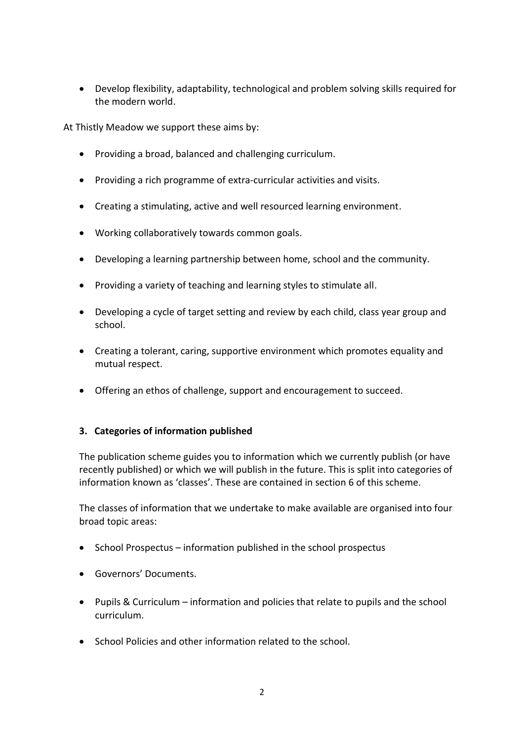- Develop flexibility, adaptability, technological and problem solving skills required for the modern world.

At Thistly Meadow we support these aims by:

- Providing a broad, balanced and challenging curriculum.
- Providing a rich programme of extra-curricular activities and visits.
- Creating a stimulating, active and well resourced learning environment.
- Working collaboratively towards common goals.
- Developing a learning partnership between home, school and the community.
- Providing a variety of teaching and learning styles to stimulate all.
- Developing a cycle of target setting and review by each child, class year group and school.
- Creating a tolerant, caring, supportive environment which promotes equality and mutual respect.
- Offering an ethos of challenge, support and encouragement to succeed.

## 3. Categories of information published

The publication scheme guides you to information which we currently publish (or have recently published) or which we will publish in the future. This is split into categories of information known as 'classes'. These are contained in section 6 of this scheme.

The classes of information that we undertake to make available are organised into four broad topic areas:

- School Prospectus – information published in the school prospectus
- Governors' Documents.
- Pupils & Curriculum – information and policies that relate to pupils and the school curriculum.
- School Policies and other information related to the school.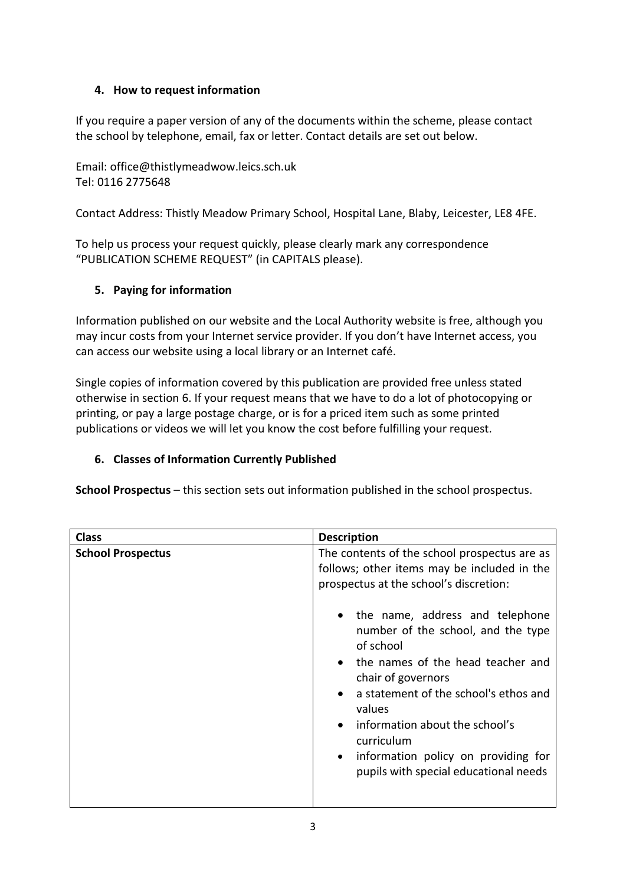## 4. How to request information

If you require a paper version of any of the documents within the scheme, please contact the school by telephone, email, fax or letter. Contact details are set out below.

Email: office@thistlymeadwow.leics.sch.uk
Tel: 0116 2775648

Contact Address: Thistly Meadow Primary School, Hospital Lane, Blaby, Leicester, LE8 4FE.

To help us process your request quickly, please clearly mark any correspondence "PUBLICATION SCHEME REQUEST" (in CAPITALS please).

## 5. Paying for information

Information published on our website and the Local Authority website is free, although you may incur costs from your Internet service provider. If you don't have Internet access, you can access our website using a local library or an Internet café.

Single copies of information covered by this publication are provided free unless stated otherwise in section 6. If your request means that we have to do a lot of photocopying or printing, or pay a large postage charge, or is for a priced item such as some printed publications or videos we will let you know the cost before fulfilling your request.

## 6. Classes of Information Currently Published

**School Prospectus** – this section sets out information published in the school prospectus.

| **Class** | **Description** |
|---|---|
| **School Prospectus** | The contents of the school prospectus are as follows; other items may be included in the prospectus at the school's discretion:<br><br>• the name, address and telephone number of the school, and the type of school<br>• the names of the head teacher and chair of governors<br>• a statement of the school's ethos and values<br>• information about the school's curriculum<br>• information policy on providing for pupils with special educational needs |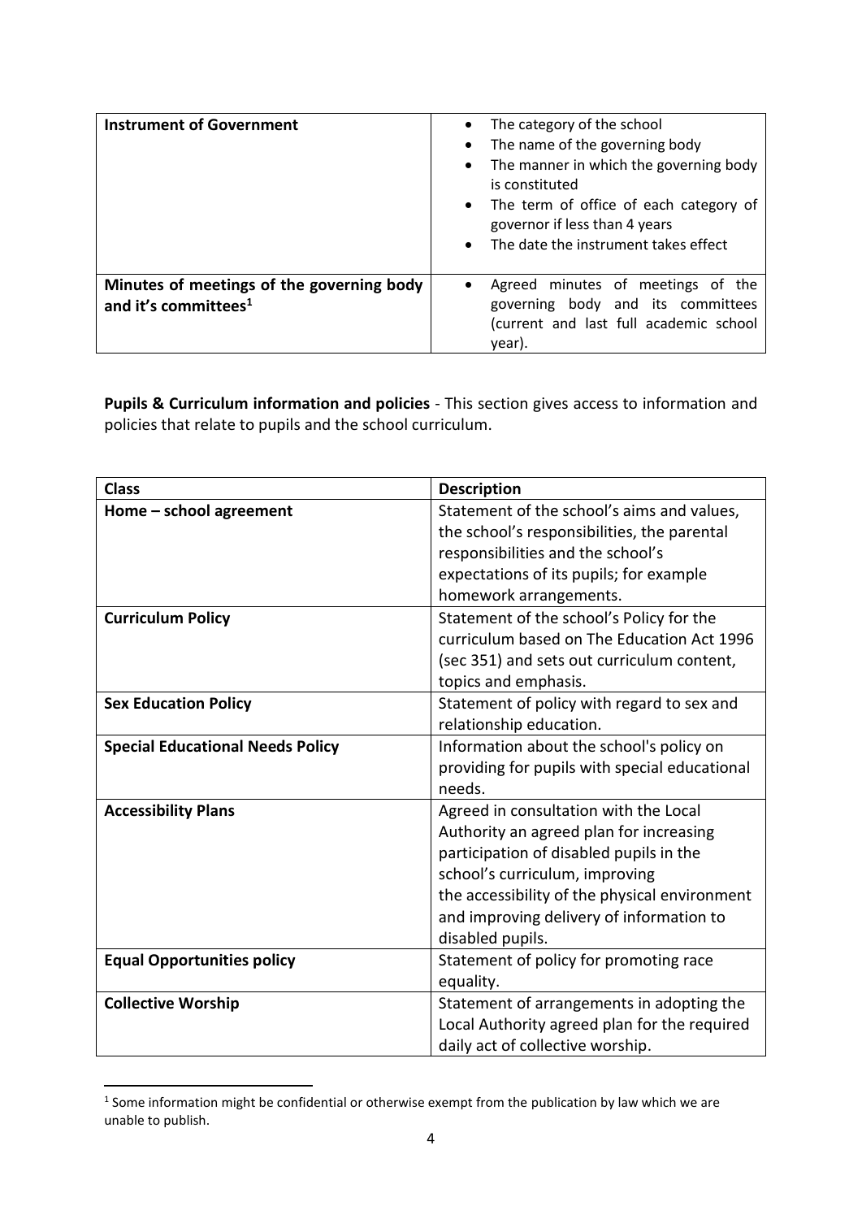| | |
|---|---|
| **Instrument of Government** | • The category of the school<br>• The name of the governing body<br>• The manner in which the governing body is constituted<br>• The term of office of each category of governor if less than 4 years<br>• The date the instrument takes effect |
| **Minutes of meetings of the governing body and it's committees[1]** | • Agreed minutes of meetings of the governing body and its committees (current and last full academic school year). |

**Pupils & Curriculum information and policies** - This section gives access to information and policies that relate to pupils and the school curriculum.

| Class | Description |
|---|---|
| **Home – school agreement** | Statement of the school's aims and values, the school's responsibilities, the parental responsibilities and the school's expectations of its pupils; for example homework arrangements. |
| **Curriculum Policy** | Statement of the school's Policy for the curriculum based on The Education Act 1996 (sec 351) and sets out curriculum content, topics and emphasis. |
| **Sex Education Policy** | Statement of policy with regard to sex and relationship education. |
| **Special Educational Needs Policy** | Information about the school's policy on providing for pupils with special educational needs. |
| **Accessibility Plans** | Agreed in consultation with the Local Authority an agreed plan for increasing participation of disabled pupils in the school's curriculum, improving the accessibility of the physical environment and improving delivery of information to disabled pupils. |
| **Equal Opportunities policy** | Statement of policy for promoting race equality. |
| **Collective Worship** | Statement of arrangements in adopting the Local Authority agreed plan for the required daily act of collective worship. |

[1] Some information might be confidential or otherwise exempt from the publication by law which we are unable to publish.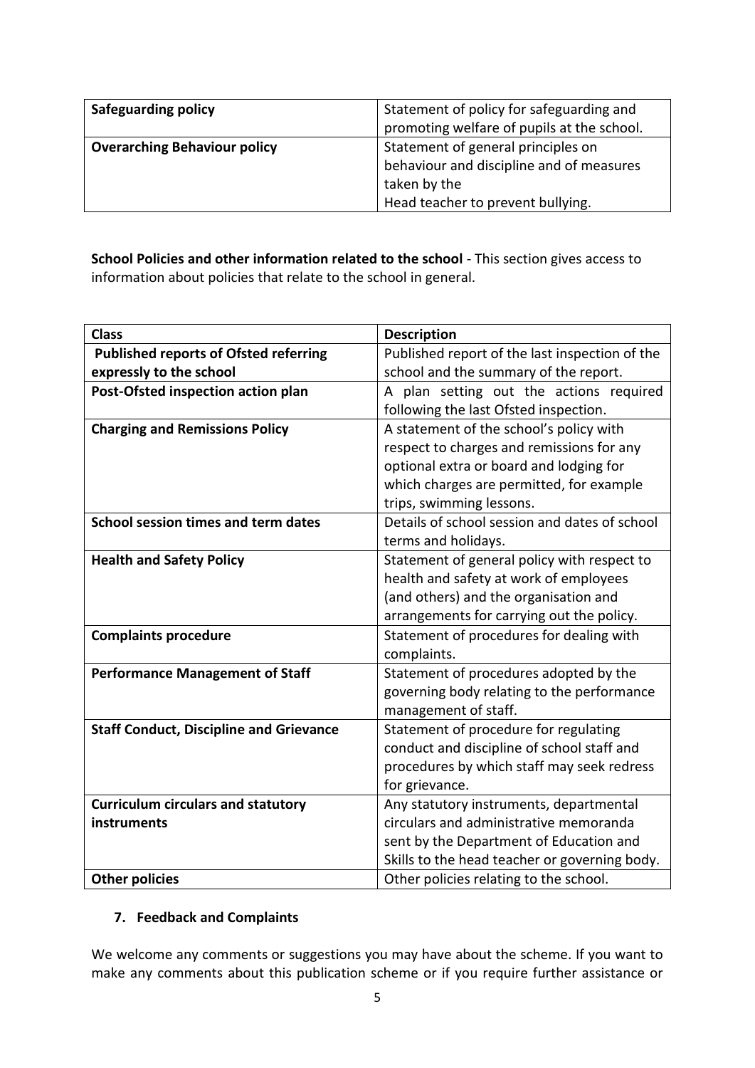| Safeguarding policy | Statement of policy for safeguarding and promoting welfare of pupils at the school. |
|---|---|
| **Overarching Behaviour policy** | Statement of general principles on behaviour and discipline and of measures taken by the Head teacher to prevent bullying. |

**School Policies and other information related to the school** - This section gives access to information about policies that relate to the school in general.

| Class | Description |
|---|---|
| **Published reports of Ofsted referring expressly to the school** | Published report of the last inspection of the school and the summary of the report. |
| **Post-Ofsted inspection action plan** | A plan setting out the actions required following the last Ofsted inspection. |
| **Charging and Remissions Policy** | A statement of the school's policy with respect to charges and remissions for any optional extra or board and lodging for which charges are permitted, for example trips, swimming lessons. |
| **School session times and term dates** | Details of school session and dates of school terms and holidays. |
| **Health and Safety Policy** | Statement of general policy with respect to health and safety at work of employees (and others) and the organisation and arrangements for carrying out the policy. |
| **Complaints procedure** | Statement of procedures for dealing with complaints. |
| **Performance Management of Staff** | Statement of procedures adopted by the governing body relating to the performance management of staff. |
| **Staff Conduct, Discipline and Grievance** | Statement of procedure for regulating conduct and discipline of school staff and procedures by which staff may seek redress for grievance. |
| **Curriculum circulars and statutory instruments** | Any statutory instruments, departmental circulars and administrative memoranda sent by the Department of Education and Skills to the head teacher or governing body. |
| **Other policies** | Other policies relating to the school. |

## 7. Feedback and Complaints

We welcome any comments or suggestions you may have about the scheme. If you want to make any comments about this publication scheme or if you require further assistance or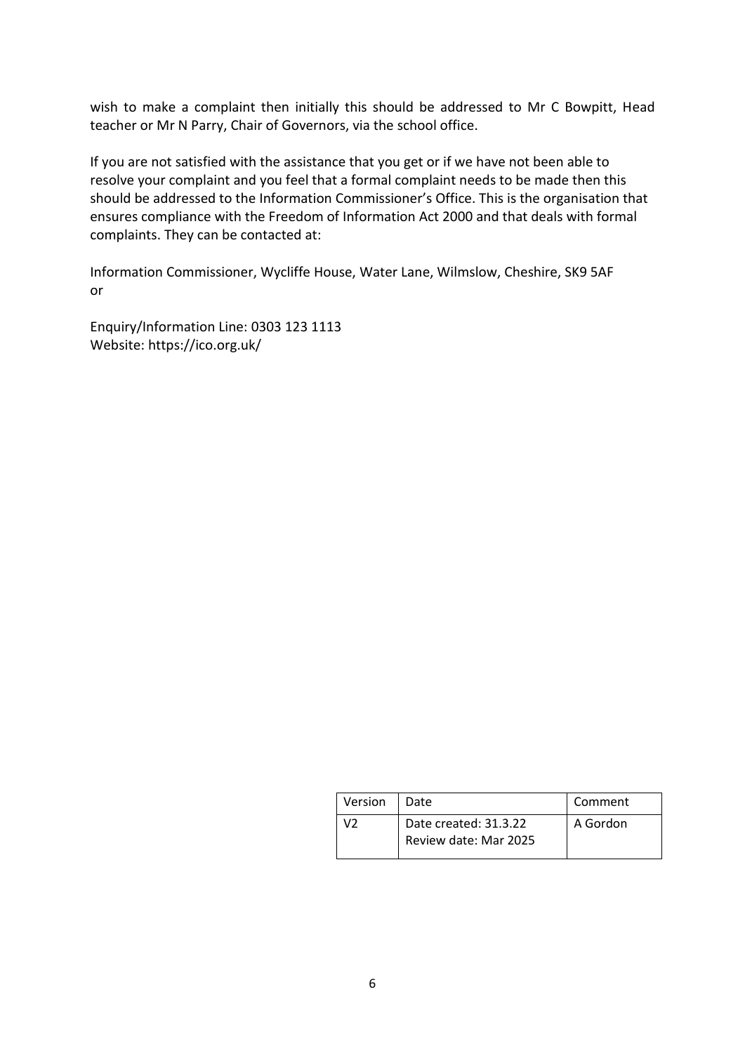wish to make a complaint then initially this should be addressed to Mr C Bowpitt, Head teacher or Mr N Parry, Chair of Governors, via the school office.

If you are not satisfied with the assistance that you get or if we have not been able to resolve your complaint and you feel that a formal complaint needs to be made then this should be addressed to the Information Commissioner's Office. This is the organisation that ensures compliance with the Freedom of Information Act 2000 and that deals with formal complaints. They can be contacted at:

Information Commissioner, Wycliffe House, Water Lane, Wilmslow, Cheshire, SK9 5AF
or

Enquiry/Information Line: 0303 123 1113
Website: https://ico.org.uk/

| Version | Date | Comment |
|---|---|---|
| V2 | Date created: 31.3.22<br>Review date: Mar 2025 | A Gordon |